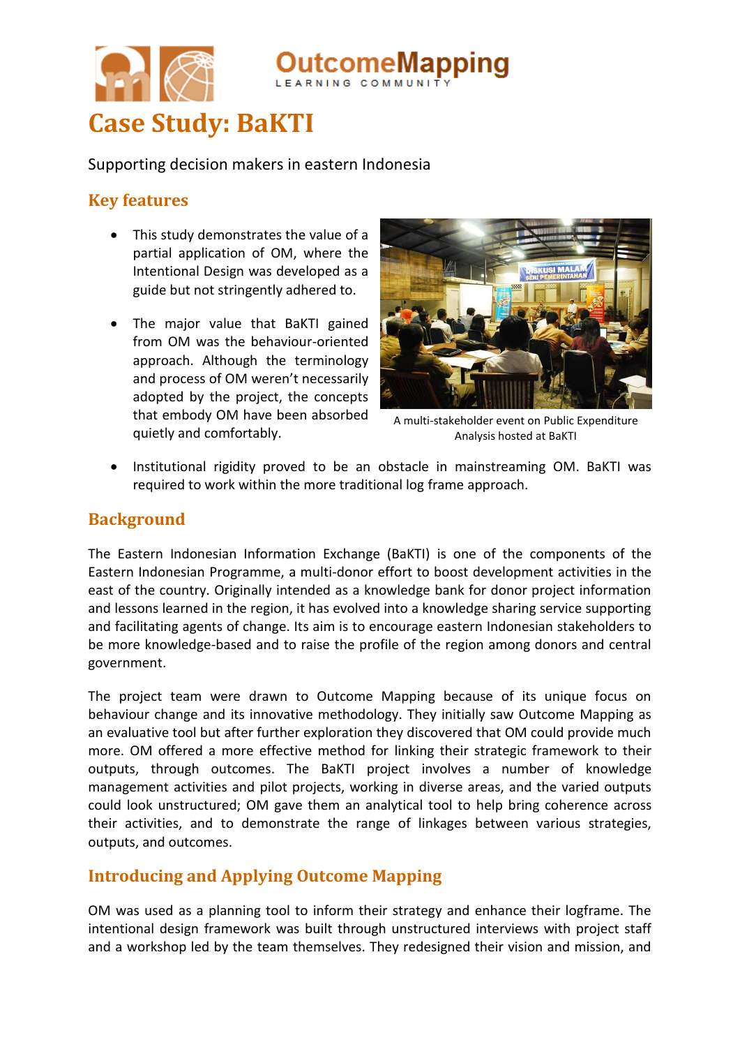# Case Study: BaKTI

Supporting decision makers in eastern Indonesia

## Key features

- This study demonstrates the value of a partial application of OM, where the Intentional Design was developed as a guide but not stringently adhered to.
- The major value that BaKTI gained from OM was the behaviour-oriented approach. Although the terminology and process of OM weren't necessarily adopted by the project, the concepts that embody OM have been absorbed quietly and comfortably.

A multi-stakeholder event on Public Expenditure Analysis hosted at BaKTI

- Institutional rigidity proved to be an obstacle in mainstreaming OM. BaKTI was required to work within the more traditional log frame approach.

## Background

The Eastern Indonesian Information Exchange (BaKTI) is one of the components of the Eastern Indonesian Programme, a multi-donor effort to boost development activities in the east of the country. Originally intended as a knowledge bank for donor project information and lessons learned in the region, it has evolved into a knowledge sharing service supporting and facilitating agents of change. Its aim is to encourage eastern Indonesian stakeholders to be more knowledge-based and to raise the profile of the region among donors and central government.

The project team were drawn to Outcome Mapping because of its unique focus on behaviour change and its innovative methodology. They initially saw Outcome Mapping as an evaluative tool but after further exploration they discovered that OM could provide much more. OM offered a more effective method for linking their strategic framework to their outputs, through outcomes. The BaKTI project involves a number of knowledge management activities and pilot projects, working in diverse areas, and the varied outputs could look unstructured; OM gave them an analytical tool to help bring coherence across their activities, and to demonstrate the range of linkages between various strategies, outputs, and outcomes.

## Introducing and Applying Outcome Mapping

OM was used as a planning tool to inform their strategy and enhance their logframe. The intentional design framework was built through unstructured interviews with project staff and a workshop led by the team themselves. They redesigned their vision and mission, and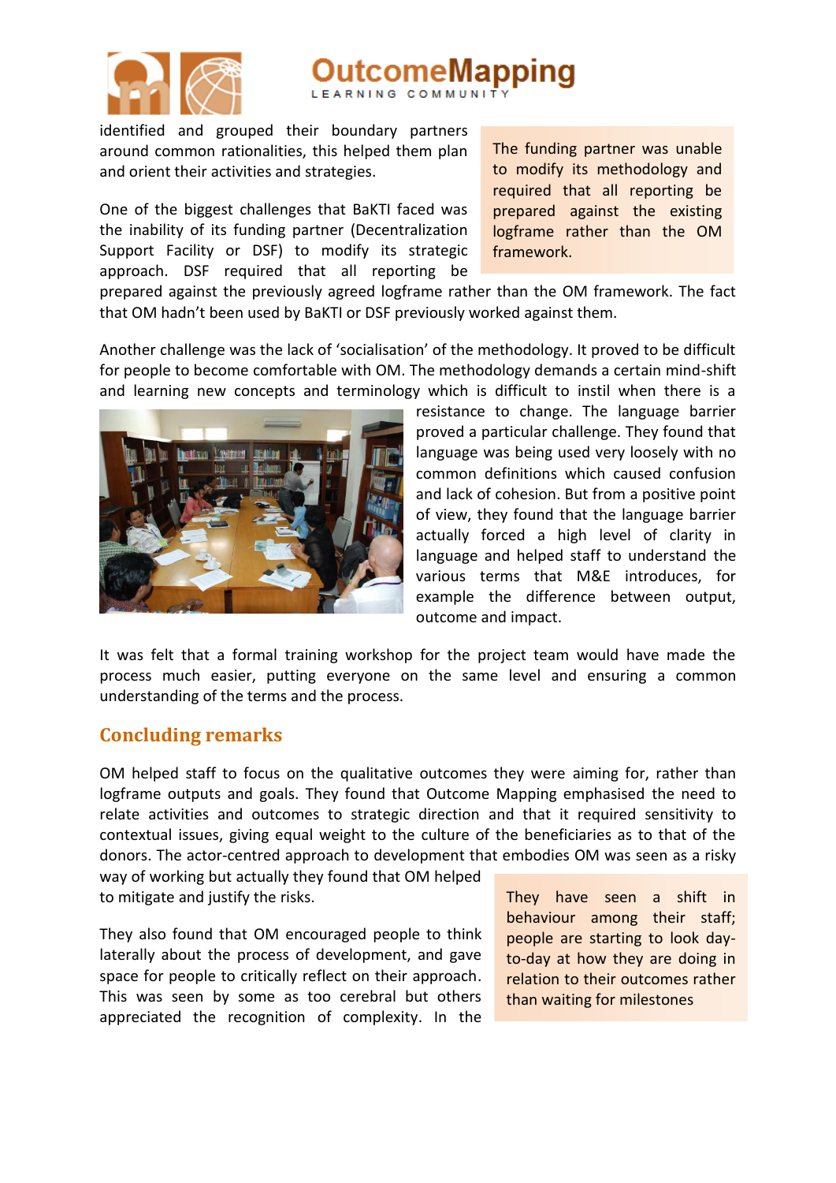identified and grouped their boundary partners around common rationalities, this helped them plan and orient their activities and strategies.

> The funding partner was unable to modify its methodology and required that all reporting be prepared against the existing logframe rather than the OM framework.

One of the biggest challenges that BaKTI faced was the inability of its funding partner (Decentralization Support Facility or DSF) to modify its strategic approach. DSF required that all reporting be prepared against the previously agreed logframe rather than the OM framework. The fact that OM hadn't been used by BaKTI or DSF previously worked against them.

Another challenge was the lack of 'socialisation' of the methodology. It proved to be difficult for people to become comfortable with OM. The methodology demands a certain mind-shift and learning new concepts and terminology which is difficult to instil when there is a resistance to change. The language barrier proved a particular challenge. They found that language was being used very loosely with no common definitions which caused confusion and lack of cohesion. But from a positive point of view, they found that the language barrier actually forced a high level of clarity in language and helped staff to understand the various terms that M&E introduces, for example the difference between output, outcome and impact.

It was felt that a formal training workshop for the project team would have made the process much easier, putting everyone on the same level and ensuring a common understanding of the terms and the process.

## Concluding remarks

OM helped staff to focus on the qualitative outcomes they were aiming for, rather than logframe outputs and goals. They found that Outcome Mapping emphasised the need to relate activities and outcomes to strategic direction and that it required sensitivity to contextual issues, giving equal weight to the culture of the beneficiaries as to that of the donors. The actor-centred approach to development that embodies OM was seen as a risky way of working but actually they found that OM helped to mitigate and justify the risks.

> They have seen a shift in behaviour among their staff; people are starting to look day-to-day at how they are doing in relation to their outcomes rather than waiting for milestones

They also found that OM encouraged people to think laterally about the process of development, and gave space for people to critically reflect on their approach. This was seen by some as too cerebral but others appreciated the recognition of complexity. In the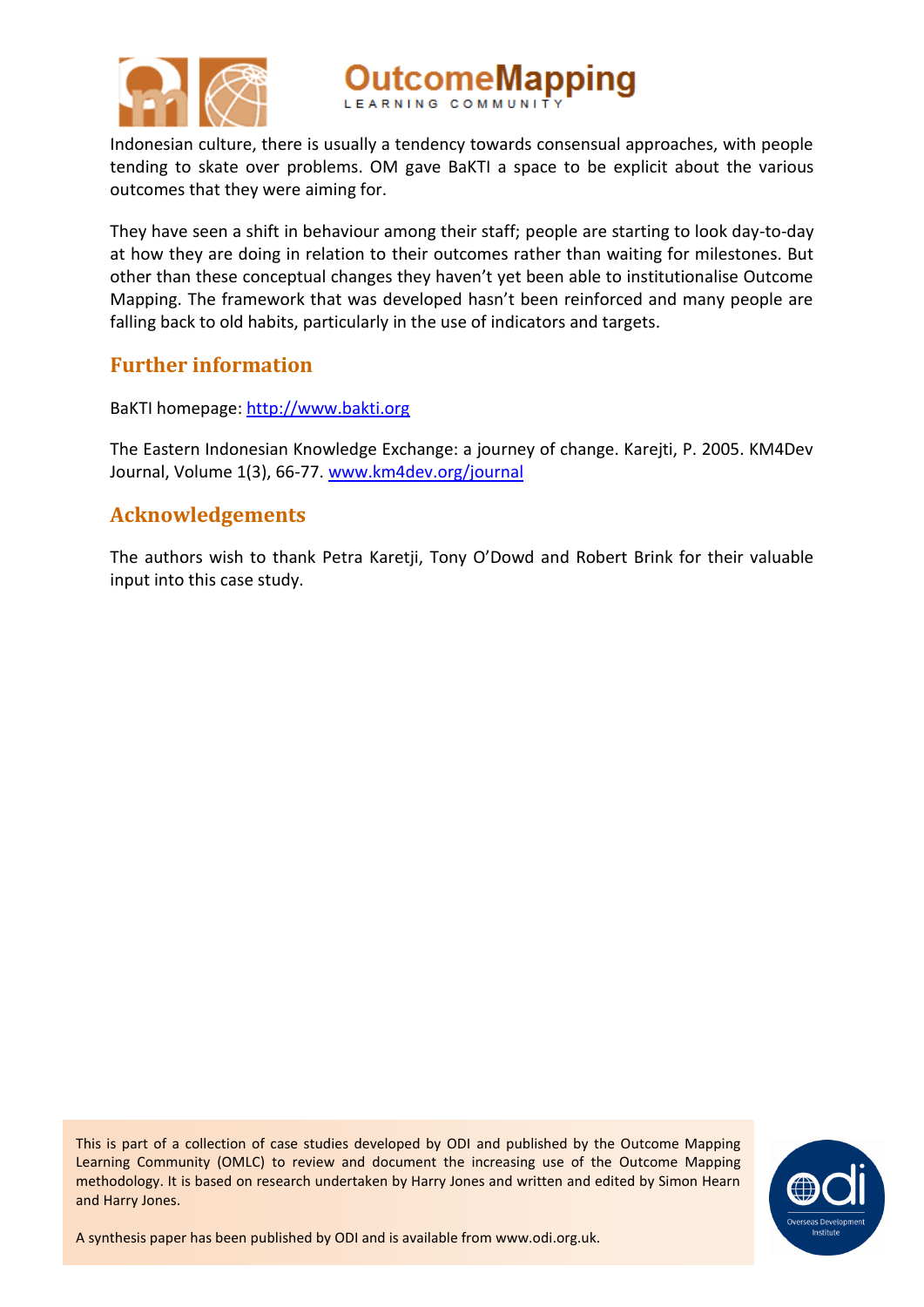Indonesian culture, there is usually a tendency towards consensual approaches, with people tending to skate over problems. OM gave BaKTI a space to be explicit about the various outcomes that they were aiming for.

They have seen a shift in behaviour among their staff; people are starting to look day-to-day at how they are doing in relation to their outcomes rather than waiting for milestones. But other than these conceptual changes they haven't yet been able to institutionalise Outcome Mapping. The framework that was developed hasn't been reinforced and many people are falling back to old habits, particularly in the use of indicators and targets.

## Further information

BaKTI homepage: http://www.bakti.org

The Eastern Indonesian Knowledge Exchange: a journey of change. Karejti, P. 2005. KM4Dev Journal, Volume 1(3), 66-77. www.km4dev.org/journal

## Acknowledgements

The authors wish to thank Petra Karetji, Tony O'Dowd and Robert Brink for their valuable input into this case study.

This is part of a collection of case studies developed by ODI and published by the Outcome Mapping Learning Community (OMLC) to review and document the increasing use of the Outcome Mapping methodology. It is based on research undertaken by Harry Jones and written and edited by Simon Hearn and Harry Jones.

A synthesis paper has been published by ODI and is available from www.odi.org.uk.